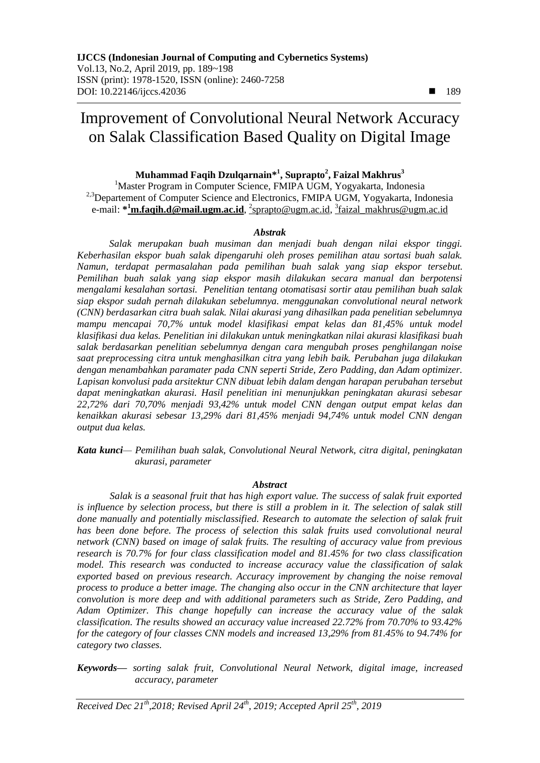# Improvement of Convolutional Neural Network Accuracy on Salak Classification Based Quality on Digital Image

**Muhammad Faqih Dzulqarnain*[1], Suprapto[2], Faizal Makhrus[3]**

[1]Master Program in Computer Science, FMIPA UGM, Yogyakarta, Indonesia
[2,3]Departement of Computer Science and Electronics, FMIPA UGM, Yogyakarta, Indonesia
e-mail: ***[1]m.faqih.d@mail.ugm.ac.id**, [2]sprapto@ugm.ac.id, [3]faizal_makhrus@ugm.ac.id

### *Abstrak*

*Salak merupakan buah musiman dan menjadi buah dengan nilai ekspor tinggi. Keberhasilan ekspor buah salak dipengaruhi oleh proses pemilihan atau sortasi buah salak. Namun, terdapat permasalahan pada pemilihan buah salak yang siap ekspor tersebut. Pemilihan buah salak yang siap ekspor masih dilakukan secara manual dan berpotensi mengalami kesalahan sortasi. Penelitian tentang otomatisasi sortir atau pemilihan buah salak siap ekspor sudah pernah dilakukan sebelumnya. menggunakan convolutional neural network (CNN) berdasarkan citra buah salak. Nilai akurasi yang dihasilkan pada penelitian sebelumnya mampu mencapai 70,7% untuk model klasifikasi empat kelas dan 81,45% untuk model klasifikasi dua kelas. Penelitian ini dilakukan untuk meningkatkan nilai akurasi klasifikasi buah salak berdasarkan penelitian sebelumnya dengan cara mengubah proses penghilangan noise saat preprocessing citra untuk menghasilkan citra yang lebih baik. Perubahan juga dilakukan dengan menambahkan paramater pada CNN seperti Stride, Zero Padding, dan Adam optimizer. Lapisan konvolusi pada arsitektur CNN dibuat lebih dalam dengan harapan perubahan tersebut dapat meningkatkan akurasi. Hasil penelitian ini menunjukkan peningkatan akurasi sebesar 22,72% dari 70,70% menjadi 93,42% untuk model CNN dengan output empat kelas dan kenaikkan akurasi sebesar 13,29% dari 81,45% menjadi 94,74% untuk model CNN dengan output dua kelas.*

***Kata kunci*** *— Pemilihan buah salak, Convolutional Neural Network, citra digital, peningkatan akurasi, parameter*

### *Abstract*

*Salak is a seasonal fruit that has high export value. The success of salak fruit exported is influence by selection process, but there is still a problem in it. The selection of salak still done manually and potentially misclassified. Research to automate the selection of salak fruit has been done before. The process of selection this salak fruits used convolutional neural network (CNN) based on image of salak fruits. The resulting of accuracy value from previous research is 70.7% for four class classification model and 81.45% for two class classification model. This research was conducted to increase accuracy value the classification of salak exported based on previous research. Accuracy improvement by changing the noise removal process to produce a better image. The changing also occur in the CNN architecture that layer convolution is more deep and with additional parameters such as Stride, Zero Padding, and Adam Optimizer. This change hopefully can increase the accuracy value of the salak classification. The results showed an accuracy value increased 22.72% from 70.70% to 93.42% for the category of four classes CNN models and increased 13,29% from 81.45% to 94.74% for category two classes.*

***Keywords*** *— sorting salak fruit, Convolutional Neural Network, digital image, increased accuracy, parameter*

*Received Dec 21th, 2018; Revised April 24th, 2019; Accepted April 25th, 2019*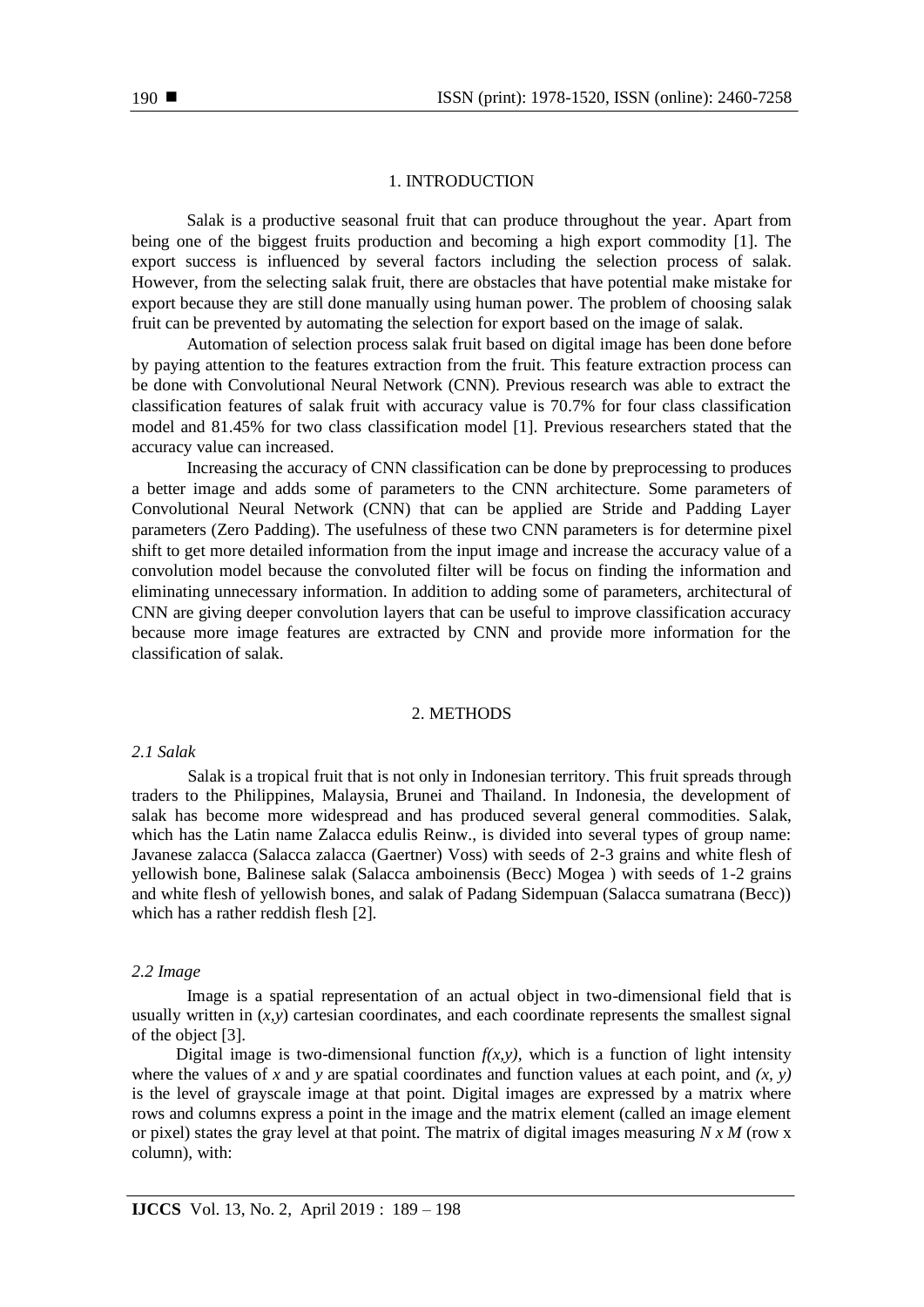## 1. INTRODUCTION

Salak is a productive seasonal fruit that can produce throughout the year. Apart from being one of the biggest fruits production and becoming a high export commodity [1]. The export success is influenced by several factors including the selection process of salak. However, from the selecting salak fruit, there are obstacles that have potential make mistake for export because they are still done manually using human power. The problem of choosing salak fruit can be prevented by automating the selection for export based on the image of salak.

Automation of selection process salak fruit based on digital image has been done before by paying attention to the features extraction from the fruit. This feature extraction process can be done with Convolutional Neural Network (CNN). Previous research was able to extract the classification features of salak fruit with accuracy value is 70.7% for four class classification model and 81.45% for two class classification model [1]. Previous researchers stated that the accuracy value can increased.

Increasing the accuracy of CNN classification can be done by preprocessing to produces a better image and adds some of parameters to the CNN architecture. Some parameters of Convolutional Neural Network (CNN) that can be applied are Stride and Padding Layer parameters (Zero Padding). The usefulness of these two CNN parameters is for determine pixel shift to get more detailed information from the input image and increase the accuracy value of a convolution model because the convoluted filter will be focus on finding the information and eliminating unnecessary information. In addition to adding some of parameters, architectural of CNN are giving deeper convolution layers that can be useful to improve classification accuracy because more image features are extracted by CNN and provide more information for the classification of salak.

## 2. METHODS

### *2.1 Salak*

Salak is a tropical fruit that is not only in Indonesian territory. This fruit spreads through traders to the Philippines, Malaysia, Brunei and Thailand. In Indonesia, the development of salak has become more widespread and has produced several general commodities. Salak, which has the Latin name Zalacca edulis Reinw., is divided into several types of group name: Javanese zalacca (Salacca zalacca (Gaertner) Voss) with seeds of 2-3 grains and white flesh of yellowish bone, Balinese salak (Salacca amboinensis (Becc) Mogea ) with seeds of 1-2 grains and white flesh of yellowish bones, and salak of Padang Sidempuan (Salacca sumatrana (Becc)) which has a rather reddish flesh [2].

### *2.2 Image*

Image is a spatial representation of an actual object in two-dimensional field that is usually written in $(x,y)$ cartesian coordinates, and each coordinate represents the smallest signal of the object [3].

Digital image is two-dimensional function $f(x,y)$, which is a function of light intensity where the values of $x$ and $y$ are spatial coordinates and function values at each point, and $(x, y)$ is the level of grayscale image at that point. Digital images are expressed by a matrix where rows and columns express a point in the image and the matrix element (called an image element or pixel) states the gray level at that point. The matrix of digital images measuring $N \times M$ (row x column), with: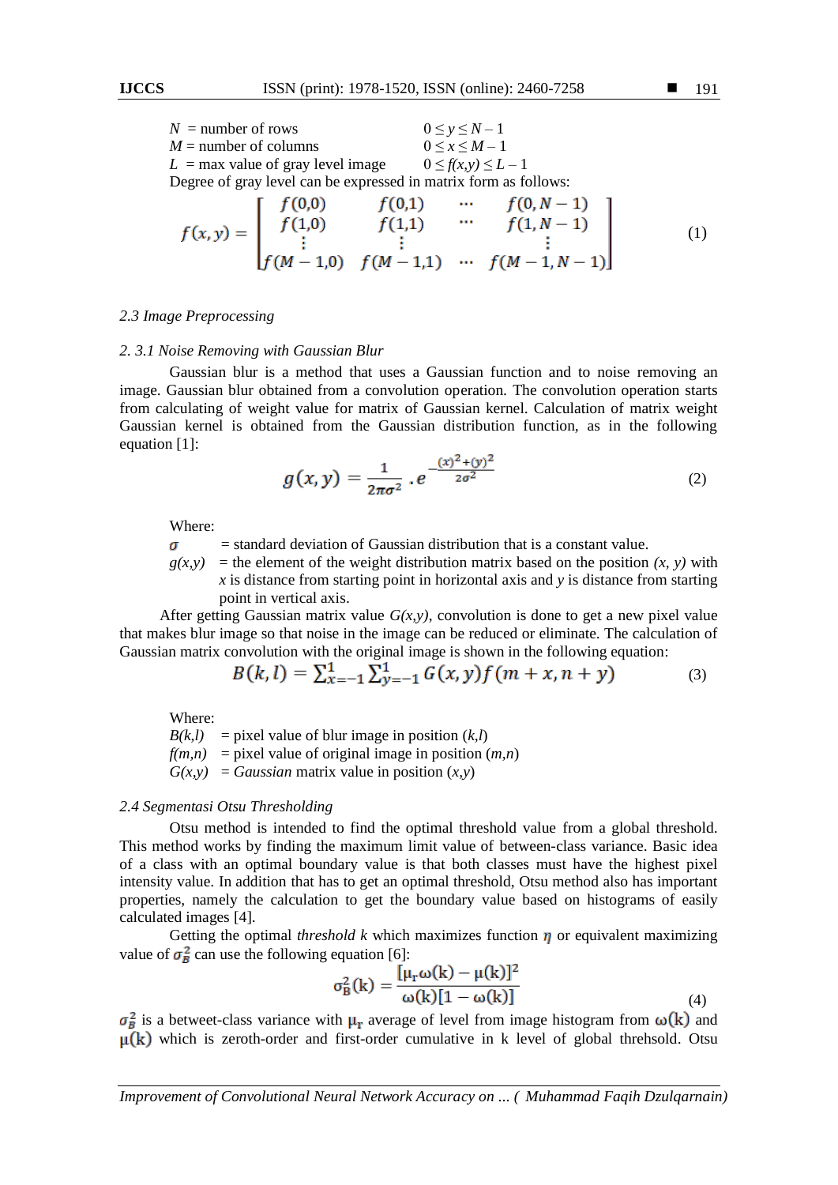$N$ = number of rows $\quad 0 \le y \le N-1$
$M$ = number of columns $\quad 0 \le x \le M-1$
$L$ = max value of gray level image $\quad 0 \le f(x,y) \le L-1$

Degree of gray level can be expressed in matrix form as follows:

$$f(x,y) = \begin{bmatrix} f(0,0) & f(0,1) & \cdots & f(0,N-1) \\ f(1,0) & f(1,1) & \cdots & f(1,N-1) \\ \vdots & \vdots & & \vdots \\ f(M-1,0) & f(M-1,1) & \cdots & f(M-1,N-1) \end{bmatrix} \tag{1}$$

### *2.3 Image Preprocessing*

#### *2. 3.1 Noise Removing with Gaussian Blur*

Gaussian blur is a method that uses a Gaussian function and to noise removing an image. Gaussian blur obtained from a convolution operation. The convolution operation starts from calculating of weight value for matrix of Gaussian kernel. Calculation of matrix weight Gaussian kernel is obtained from the Gaussian distribution function, as in the following equation [1]:

$$g(x,y) = \frac{1}{2\pi\sigma^2} \cdot e^{-\frac{(x)^2+(y)^2}{2\sigma^2}} \tag{2}$$

Where:
$\sigma$ = standard deviation of Gaussian distribution that is a constant value.
$g(x,y)$ = the element of the weight distribution matrix based on the position $(x, y)$ with $x$ is distance from starting point in horizontal axis and $y$ is distance from starting point in vertical axis.

After getting Gaussian matrix value $G(x,y)$, convolution is done to get a new pixel value that makes blur image so that noise in the image can be reduced or eliminate. The calculation of Gaussian matrix convolution with the original image is shown in the following equation:

$$B(k,l) = \sum_{x=-1}^{1} \sum_{y=-1}^{1} G(x,y) f(m+x, n+y) \tag{3}$$

Where:
$B(k,l)$ = pixel value of blur image in position $(k,l)$
$f(m,n)$ = pixel value of original image in position $(m,n)$
$G(x,y)$ = *Gaussian* matrix value in position $(x,y)$

### *2.4 Segmentasi Otsu Thresholding*

Otsu method is intended to find the optimal threshold value from a global threshold. This method works by finding the maximum limit value of between-class variance. Basic idea of a class with an optimal boundary value is that both classes must have the highest pixel intensity value. In addition that has to get an optimal threshold, Otsu method also has important properties, namely the calculation to get the boundary value based on histograms of easily calculated images [4].

Getting the optimal *threshold k* which maximizes function $\eta$ or equivalent maximizing value of $\sigma_B^2$ can use the following equation [6]:

$$\sigma_B^2(k) = \frac{[\mu_T \omega(k) - \mu(k)]^2}{\omega(k)[1-\omega(k)]} \tag{4}$$

$\sigma_B^2$ is a betweet-class variance with $\mu_T$ average of level from image histogram from $\omega(k)$ and $\mu(k)$ which is zeroth-order and first-order cumulative in k level of global threhsold. Otsu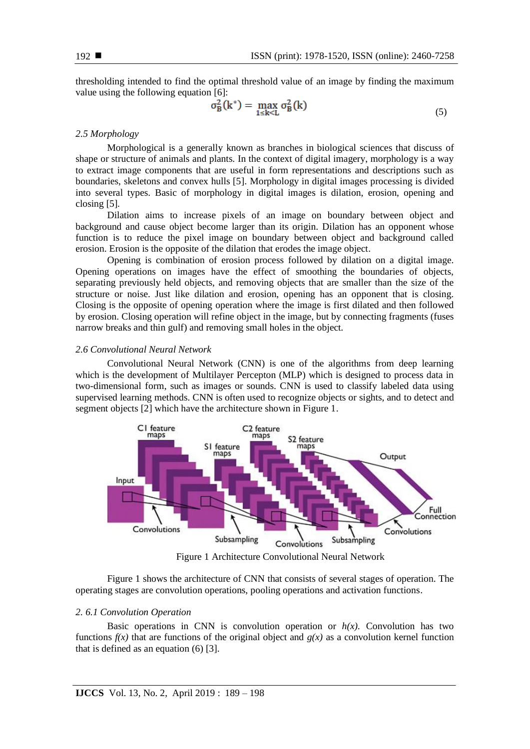thresholding intended to find the optimal threshold value of an image by finding the maximum value using the following equation [6]:

$$\sigma_B^2(k^*) = \max_{1 \le k < L} \sigma_B^2(k) \tag{5}$$

*2.5 Morphology*

Morphological is a generally known as branches in biological sciences that discuss of shape or structure of animals and plants. In the context of digital imagery, morphology is a way to extract image components that are useful in form representations and descriptions such as boundaries, skeletons and convex hulls [5]. Morphology in digital images processing is divided into several types. Basic of morphology in digital images is dilation, erosion, opening and closing [5].

Dilation aims to increase pixels of an image on boundary between object and background and cause object become larger than its origin. Dilation has an opponent whose function is to reduce the pixel image on boundary between object and background called erosion. Erosion is the opposite of the dilation that erodes the image object.

Opening is combination of erosion process followed by dilation on a digital image. Opening operations on images have the effect of smoothing the boundaries of objects, separating previously held objects, and removing objects that are smaller than the size of the structure or noise. Just like dilation and erosion, opening has an opponent that is closing. Closing is the opposite of opening operation where the image is first dilated and then followed by erosion. Closing operation will refine object in the image, but by connecting fragments (fuses narrow breaks and thin gulf) and removing small holes in the object.

*2.6 Convolutional Neural Network*

Convolutional Neural Network (CNN) is one of the algorithms from deep learning which is the development of Multilayer Percepton (MLP) which is designed to process data in two-dimensional form, such as images or sounds. CNN is used to classify labeled data using supervised learning methods. CNN is often used to recognize objects or sights, and to detect and segment objects [2] which have the architecture shown in Figure 1.

Figure 1 Architecture Convolutional Neural Network

Figure 1 shows the architecture of CNN that consists of several stages of operation. The operating stages are convolution operations, pooling operations and activation functions.

*2. 6.1 Convolution Operation*

Basic operations in CNN is convolution operation or $h(x)$. Convolution has two functions $f(x)$ that are functions of the original object and $g(x)$ as a convolution kernel function that is defined as an equation (6) [3].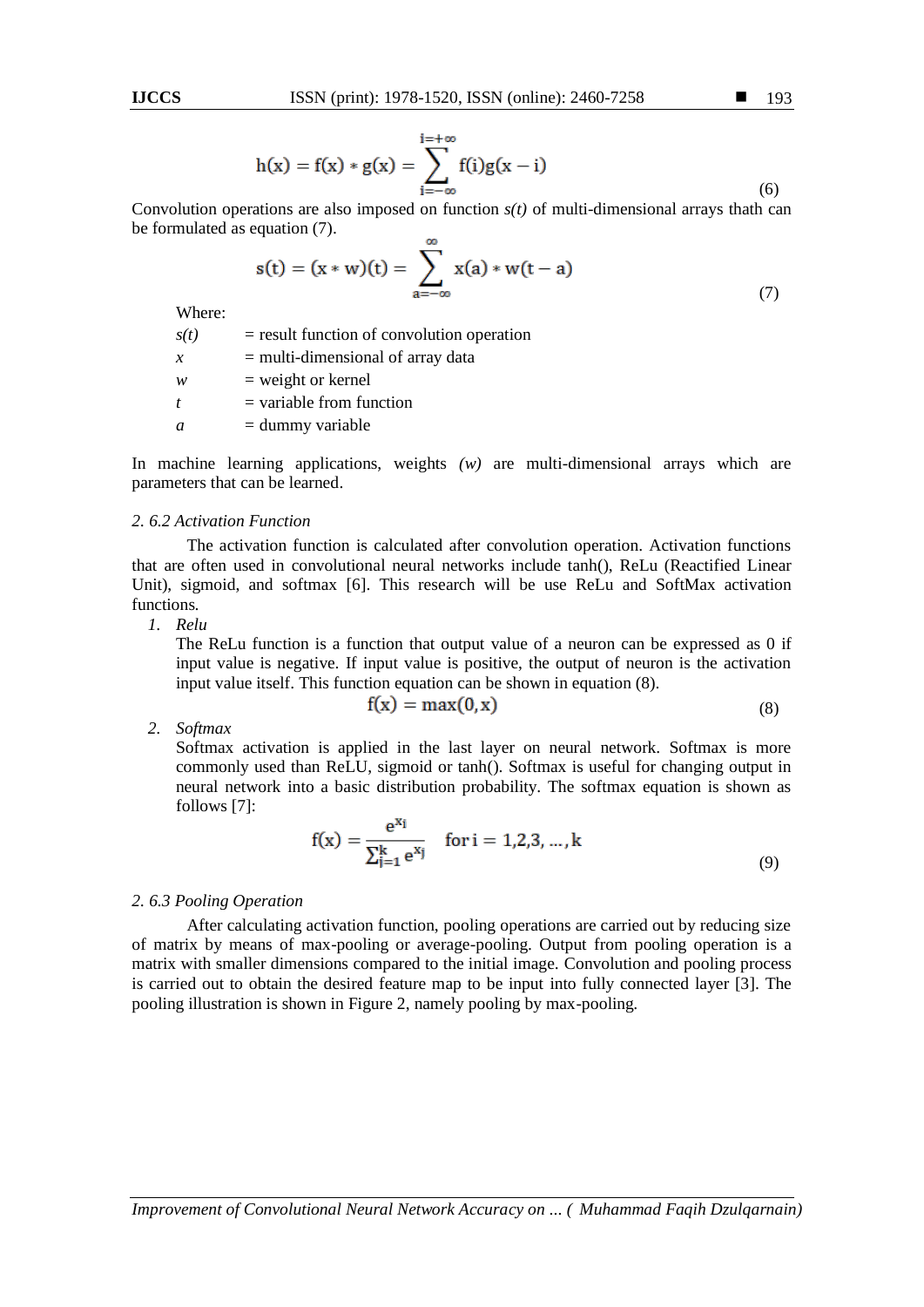$$h(x) = f(x) * g(x) = \sum_{i=-\infty}^{i=+\infty} f(i)g(x-i) \quad (6)$$

Convolution operations are also imposed on function *s(t)* of multi-dimensional arrays thath can be formulated as equation (7).

$$s(t) = (x * w)(t) = \sum_{a=-\infty}^{\infty} x(a) * w(t-a) \quad (7)$$

Where:

*s(t)* = result function of convolution operation
*x* = multi-dimensional of array data
*w* = weight or kernel
*t* = variable from function
*a* = dummy variable

In machine learning applications, weights *(w)* are multi-dimensional arrays which are parameters that can be learned.

### *2. 6.2 Activation Function*

The activation function is calculated after convolution operation. Activation functions that are often used in convolutional neural networks include tanh(), ReLu (Reactified Linear Unit), sigmoid, and softmax [6]. This research will be use ReLu and SoftMax activation functions.

1. *Relu*
   The ReLu function is a function that output value of a neuron can be expressed as 0 if input value is negative. If input value is positive, the output of neuron is the activation input value itself. This function equation can be shown in equation (8).

   $$f(x) = \max(0, x) \quad (8)$$

2. *Softmax*
   Softmax activation is applied in the last layer on neural network. Softmax is more commonly used than ReLU, sigmoid or tanh(). Softmax is useful for changing output in neural network into a basic distribution probability. The softmax equation is shown as follows [7]:

   $$f(x) = \frac{e^{x_i}}{\sum_{j=1}^{k} e^{x_j}} \quad \text{for } i = 1,2,3,\dots,k \quad (9)$$

### *2. 6.3 Pooling Operation*

After calculating activation function, pooling operations are carried out by reducing size of matrix by means of max-pooling or average-pooling. Output from pooling operation is a matrix with smaller dimensions compared to the initial image. Convolution and pooling process is carried out to obtain the desired feature map to be input into fully connected layer [3]. The pooling illustration is shown in Figure 2, namely pooling by max-pooling.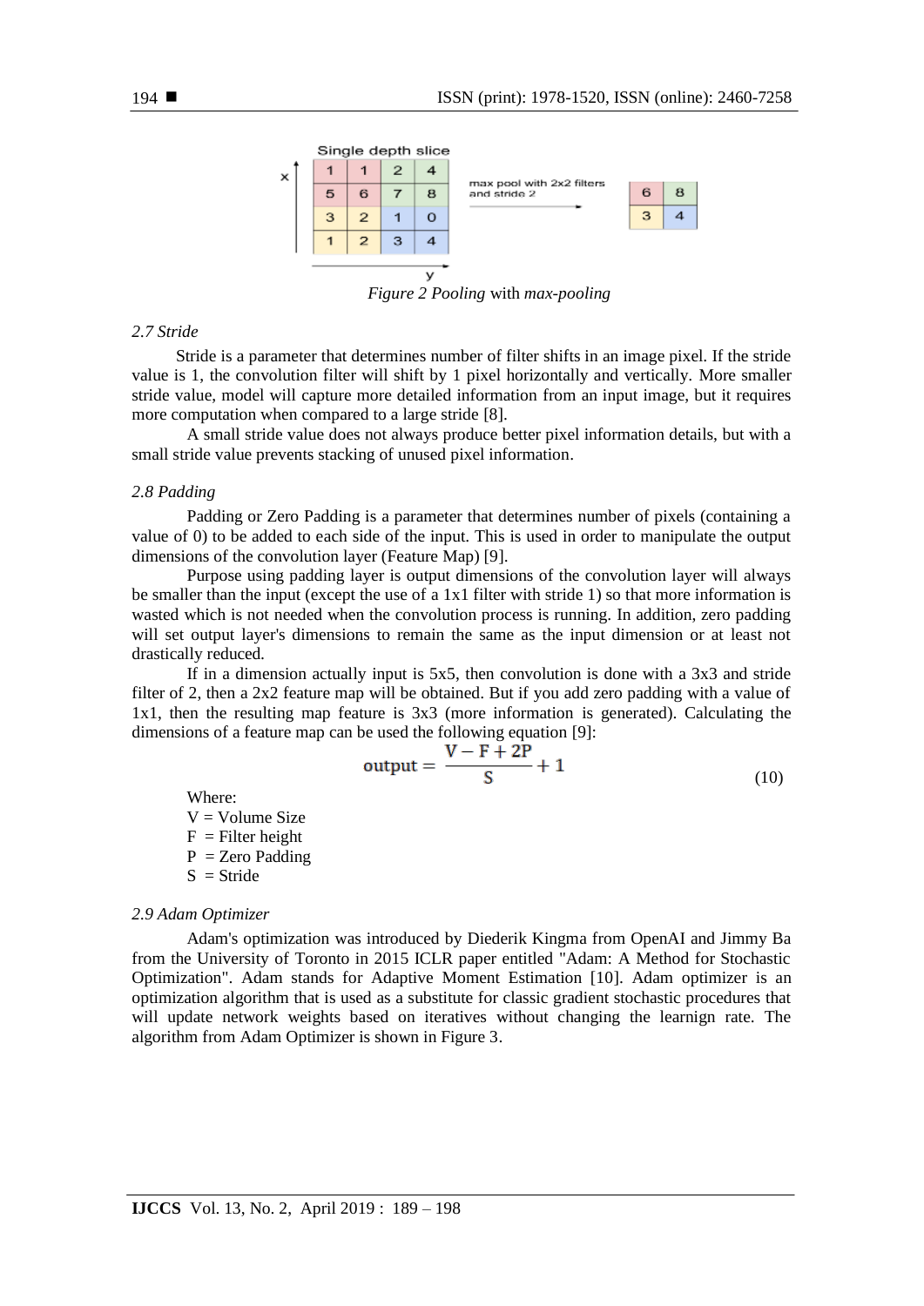Figure 2 *Pooling* with *max-pooling*

### *2.7 Stride*

Stride is a parameter that determines number of filter shifts in an image pixel. If the stride value is 1, the convolution filter will shift by 1 pixel horizontally and vertically. More smaller stride value, model will capture more detailed information from an input image, but it requires more computation when compared to a large stride [8].

A small stride value does not always produce better pixel information details, but with a small stride value prevents stacking of unused pixel information.

### *2.8 Padding*

Padding or Zero Padding is a parameter that determines number of pixels (containing a value of 0) to be added to each side of the input. This is used in order to manipulate the output dimensions of the convolution layer (Feature Map) [9].

Purpose using padding layer is output dimensions of the convolution layer will always be smaller than the input (except the use of a 1x1 filter with stride 1) so that more information is wasted which is not needed when the convolution process is running. In addition, zero padding will set output layer's dimensions to remain the same as the input dimension or at least not drastically reduced.

If in a dimension actually input is 5x5, then convolution is done with a 3x3 and stride filter of 2, then a 2x2 feature map will be obtained. But if you add zero padding with a value of 1x1, then the resulting map feature is 3x3 (more information is generated). Calculating the dimensions of a feature map can be used the following equation [9]:

$$\text{output} = \frac{V - F + 2P}{S} + 1 \tag{10}$$

Where:

V = Volume Size  
F = Filter height  
P = Zero Padding  
S = Stride

### *2.9 Adam Optimizer*

Adam's optimization was introduced by Diederik Kingma from OpenAI and Jimmy Ba from the University of Toronto in 2015 ICLR paper entitled "Adam: A Method for Stochastic Optimization". Adam stands for Adaptive Moment Estimation [10]. Adam optimizer is an optimization algorithm that is used as a substitute for classic gradient stochastic procedures that will update network weights based on iteratives without changing the learnign rate. The algorithm from Adam Optimizer is shown in Figure 3.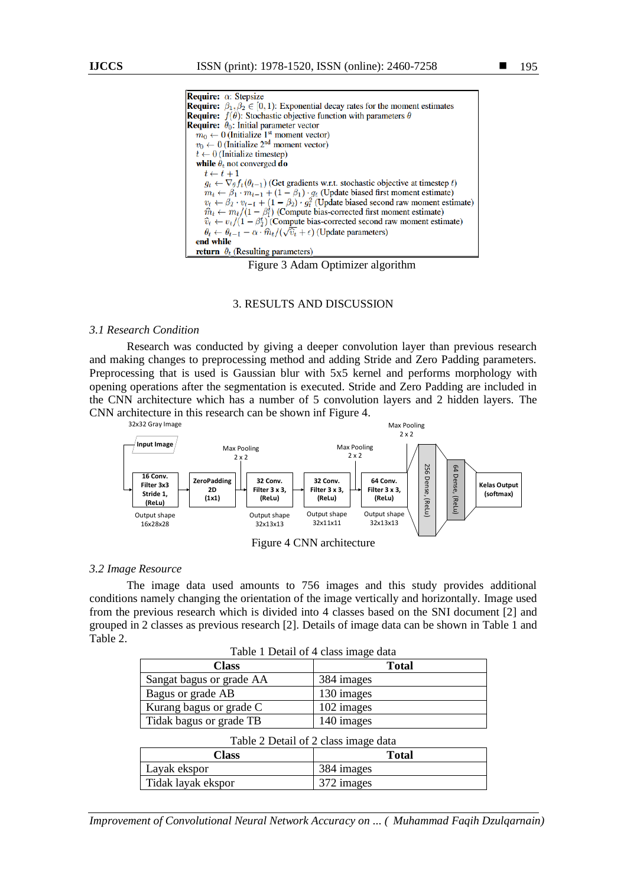**Require:** $\alpha$: Stepsize
**Require:** $\beta_1, \beta_2 \in [0, 1)$: Exponential decay rates for the moment estimates
**Require:** $f(\theta)$: Stochastic objective function with parameters $\theta$
**Require:** $\theta_0$: Initial parameter vector
$m_0 \leftarrow 0$ (Initialize 1[st] moment vector)
$v_0 \leftarrow 0$ (Initialize 2[nd] moment vector)
$t \leftarrow 0$ (Initialize timestep)
**while** $\theta_t$ not converged **do**
$t \leftarrow t + 1$
$g_t \leftarrow \nabla_\theta f_t(\theta_{t-1})$ (Get gradients w.r.t. stochastic objective at timestep $t$)
$m_t \leftarrow \beta_1 \cdot m_{t-1} + (1 - \beta_1) \cdot g_t$ (Update biased first moment estimate)
$v_t \leftarrow \beta_2 \cdot v_{t-1} + (1 - \beta_2) \cdot g_t^2$ (Update biased second raw moment estimate)
$\widehat{m}_t \leftarrow m_t / (1 - \beta_1^t)$ (Compute bias-corrected first moment estimate)
$\widehat{v}_t \leftarrow v_t / (1 - \beta_2^t)$ (Compute bias-corrected second raw moment estimate)
$\theta_t \leftarrow \theta_{t-1} - \alpha \cdot \widehat{m}_t / (\sqrt{\widehat{v}_t} + \epsilon)$ (Update parameters)
**end while**
**return** $\theta_t$ (Resulting parameters)

Figure 3 Adam Optimizer algorithm

## 3. RESULTS AND DISCUSSION

### *3.1 Research Condition*

Research was conducted by giving a deeper convolution layer than previous research and making changes to preprocessing method and adding Stride and Zero Padding parameters. Preprocessing that is used is Gaussian blur with 5x5 kernel and performs morphology with opening operations after the segmentation is executed. Stride and Zero Padding are included in the CNN architecture which has a number of 5 convolution layers and 2 hidden layers. The CNN architecture in this research can be shown inf Figure 4.

32x32 Gray Image → Input Image → 16 Conv. Filter 3x3 Stride 1, (ReLu) (Output shape 16x28x28) → ZeroPadding 2D (1x1) → Max Pooling 2 x 2 → 32 Conv. Filter 3 x 3, (ReLu) (Output shape 32x13x13) → 32 Conv. Filter 3 x 3, (ReLu) (Output shape 32x11x11) → Max Pooling 2 x 2 → 64 Conv. Filter 3 x 3, (ReLu) (Output shape 32x13x13) → Max Pooling 2 x 2 → 256 Dense, (ReLu) → 64 Dense, (ReLu) → Kelas Output (softmax)

Figure 4 CNN architecture

### *3.2 Image Resource*

The image data used amounts to 756 images and this study provides additional conditions namely changing the orientation of the image vertically and horizontally. Image used from the previous research which is divided into 4 classes based on the SNI document [2] and grouped in 2 classes as previous research [2]. Details of image data can be shown in Table 1 and Table 2.

Table 1 Detail of 4 class image data

| Class | Total |
|---|---|
| Sangat bagus or grade AA | 384 images |
| Bagus or grade AB | 130 images |
| Kurang bagus or grade C | 102 images |
| Tidak bagus or grade TB | 140 images |

Table 2 Detail of 2 class image data

| Class | Total |
|---|---|
| Layak ekspor | 384 images |
| Tidak layak ekspor | 372 images |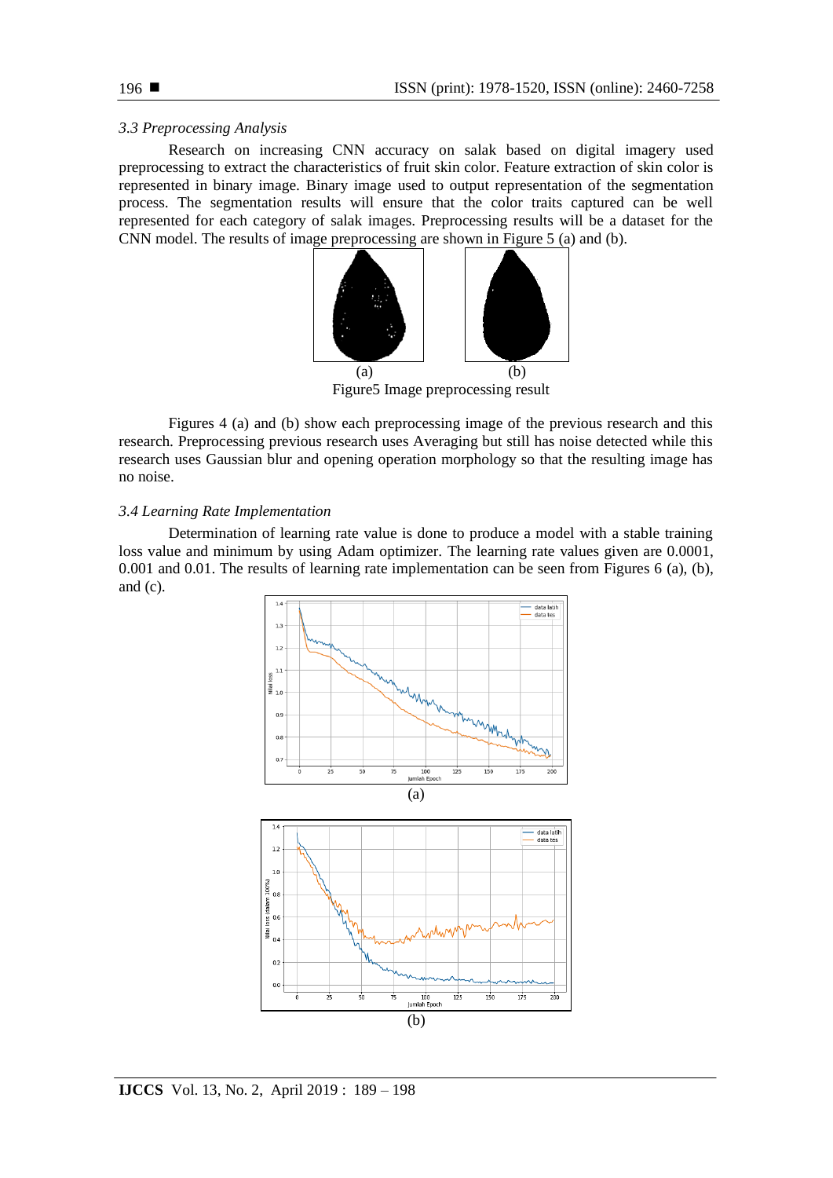*3.3 Preprocessing Analysis*

Research on increasing CNN accuracy on salak based on digital imagery used preprocessing to extract the characteristics of fruit skin color. Feature extraction of skin color is represented in binary image. Binary image used to output representation of the segmentation process. The segmentation results will ensure that the color traits captured can be well represented for each category of salak images. Preprocessing results will be a dataset for the CNN model. The results of image preprocessing are shown in Figure 5 (a) and (b).

(a) (b)

Figure5 Image preprocessing result

Figures 4 (a) and (b) show each preprocessing image of the previous research and this research. Preprocessing previous research uses Averaging but still has noise detected while this research uses Gaussian blur and opening operation morphology so that the resulting image has no noise.

*3.4 Learning Rate Implementation*

Determination of learning rate value is done to produce a model with a stable training loss value and minimum by using Adam optimizer. The learning rate values given are 0.0001, 0.001 and 0.01. The results of learning rate implementation can be seen from Figures 6 (a), (b), and (c).

(a)

(b)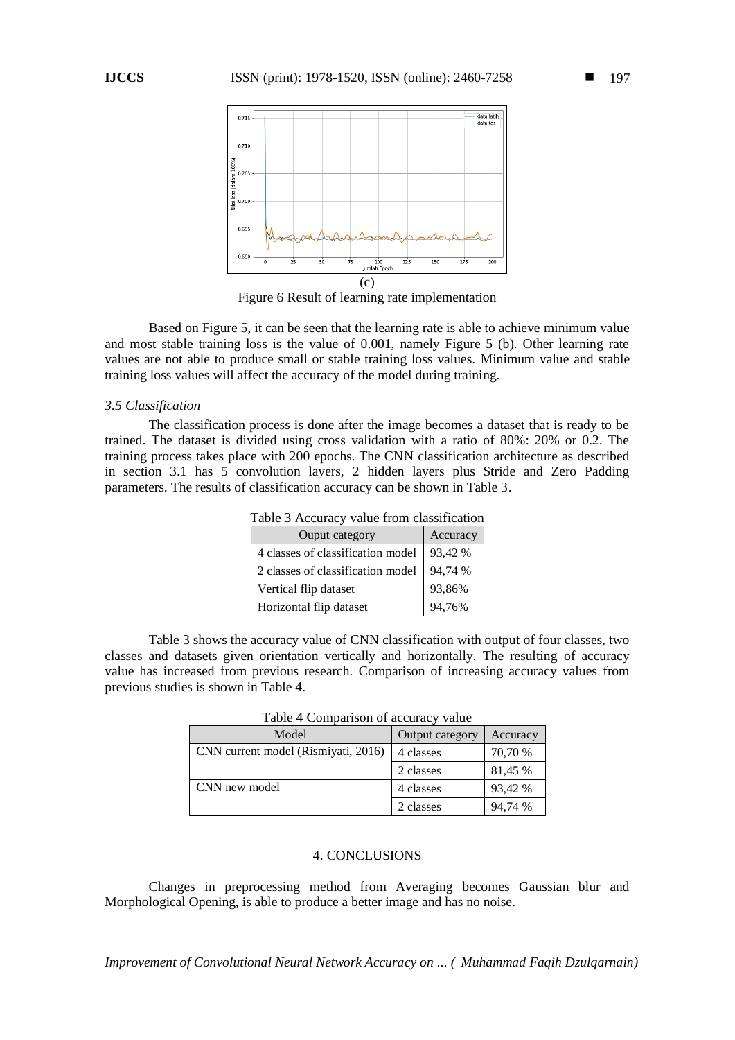(c)

Figure 6 Result of learning rate implementation

Based on Figure 5, it can be seen that the learning rate is able to achieve minimum value and most stable training loss is the value of 0.001, namely Figure 5 (b). Other learning rate values are not able to produce small or stable training loss values. Minimum value and stable training loss values will affect the accuracy of the model during training.

### *3.5 Classification*

The classification process is done after the image becomes a dataset that is ready to be trained. The dataset is divided using cross validation with a ratio of 80%: 20% or 0.2. The training process takes place with 200 epochs. The CNN classification architecture as described in section 3.1 has 5 convolution layers, 2 hidden layers plus Stride and Zero Padding parameters. The results of classification accuracy can be shown in Table 3.

Table 3 Accuracy value from classification

| Ouput category | Accuracy |
| --- | --- |
| 4 classes of classification model | 93,42 % |
| 2 classes of classification model | 94,74 % |
| Vertical flip dataset | 93,86% |
| Horizontal flip dataset | 94,76% |

Table 3 shows the accuracy value of CNN classification with output of four classes, two classes and datasets given orientation vertically and horizontally. The resulting of accuracy value has increased from previous research. Comparison of increasing accuracy values from previous studies is shown in Table 4.

Table 4 Comparison of accuracy value

| Model | Output category | Accuracy |
| --- | --- | --- |
| CNN current model (Rismiyati, 2016) | 4 classes | 70,70 % |
| | 2 classes | 81,45 % |
| CNN new model | 4 classes | 93,42 % |
| | 2 classes | 94,74 % |

## 4. CONCLUSIONS

Changes in preprocessing method from Averaging becomes Gaussian blur and Morphological Opening, is able to produce a better image and has no noise.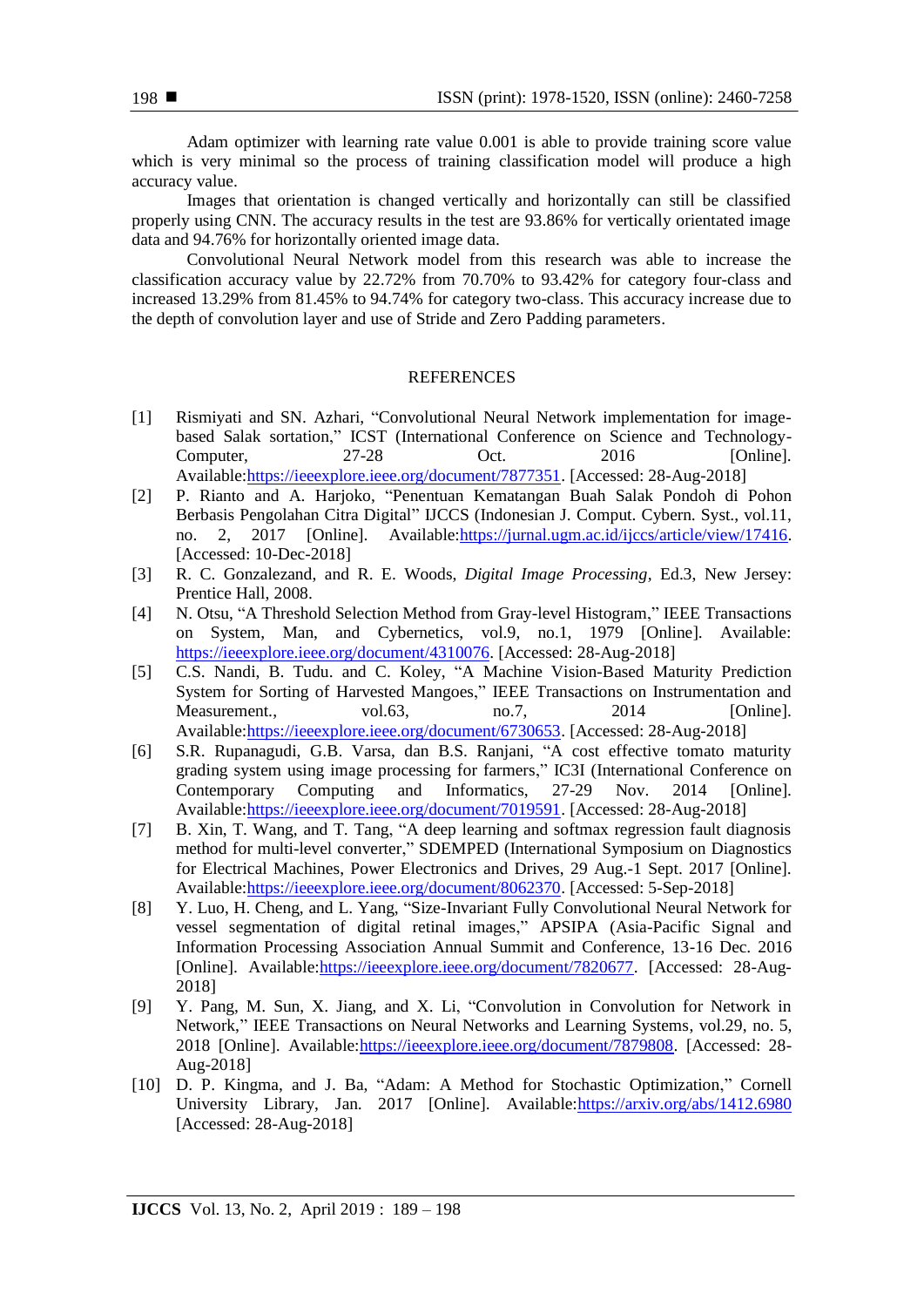Adam optimizer with learning rate value 0.001 is able to provide training score value which is very minimal so the process of training classification model will produce a high accuracy value.

Images that orientation is changed vertically and horizontally can still be classified properly using CNN. The accuracy results in the test are 93.86% for vertically orientated image data and 94.76% for horizontally oriented image data.

Convolutional Neural Network model from this research was able to increase the classification accuracy value by 22.72% from 70.70% to 93.42% for category four-class and increased 13.29% from 81.45% to 94.74% for category two-class. This accuracy increase due to the depth of convolution layer and use of Stride and Zero Padding parameters.

## REFERENCES

[1] Rismiyati and SN. Azhari, "Convolutional Neural Network implementation for image-based Salak sortation," ICST (International Conference on Science and Technology-Computer, 27-28 Oct. 2016 [Online]. Available:https://ieeexplore.ieee.org/document/7877351. [Accessed: 28-Aug-2018]

[2] P. Rianto and A. Harjoko, "Penentuan Kematangan Buah Salak Pondoh di Pohon Berbasis Pengolahan Citra Digital" IJCCS (Indonesian J. Comput. Cybern. Syst., vol.11, no. 2, 2017 [Online]. Available:https://jurnal.ugm.ac.id/ijccs/article/view/17416. [Accessed: 10-Dec-2018]

[3] R. C. Gonzalezand, and R. E. Woods, *Digital Image Processing*, Ed.3, New Jersey: Prentice Hall, 2008.

[4] N. Otsu, "A Threshold Selection Method from Gray-level Histogram," IEEE Transactions on System, Man, and Cybernetics, vol.9, no.1, 1979 [Online]. Available: https://ieeexplore.ieee.org/document/4310076. [Accessed: 28-Aug-2018]

[5] C.S. Nandi, B. Tudu. and C. Koley, "A Machine Vision-Based Maturity Prediction System for Sorting of Harvested Mangoes," IEEE Transactions on Instrumentation and Measurement., vol.63, no.7, 2014 [Online]. Available:https://ieeexplore.ieee.org/document/6730653. [Accessed: 28-Aug-2018]

[6] S.R. Rupanagudi, G.B. Varsa, dan B.S. Ranjani, "A cost effective tomato maturity grading system using image processing for farmers," IC3I (International Conference on Contemporary Computing and Informatics, 27-29 Nov. 2014 [Online]. Available:https://ieeexplore.ieee.org/document/7019591. [Accessed: 28-Aug-2018]

[7] B. Xin, T. Wang, and T. Tang, "A deep learning and softmax regression fault diagnosis method for multi-level converter," SDEMPED (International Symposium on Diagnostics for Electrical Machines, Power Electronics and Drives, 29 Aug.-1 Sept. 2017 [Online]. Available:https://ieeexplore.ieee.org/document/8062370. [Accessed: 5-Sep-2018]

[8] Y. Luo, H. Cheng, and L. Yang, "Size-Invariant Fully Convolutional Neural Network for vessel segmentation of digital retinal images," APSIPA (Asia-Pacific Signal and Information Processing Association Annual Summit and Conference, 13-16 Dec. 2016 [Online]. Available:https://ieeexplore.ieee.org/document/7820677. [Accessed: 28-Aug-2018]

[9] Y. Pang, M. Sun, X. Jiang, and X. Li, "Convolution in Convolution for Network in Network," IEEE Transactions on Neural Networks and Learning Systems, vol.29, no. 5, 2018 [Online]. Available:https://ieeexplore.ieee.org/document/7879808. [Accessed: 28-Aug-2018]

[10] D. P. Kingma, and J. Ba, "Adam: A Method for Stochastic Optimization," Cornell University Library, Jan. 2017 [Online]. Available:https://arxiv.org/abs/1412.6980 [Accessed: 28-Aug-2018]